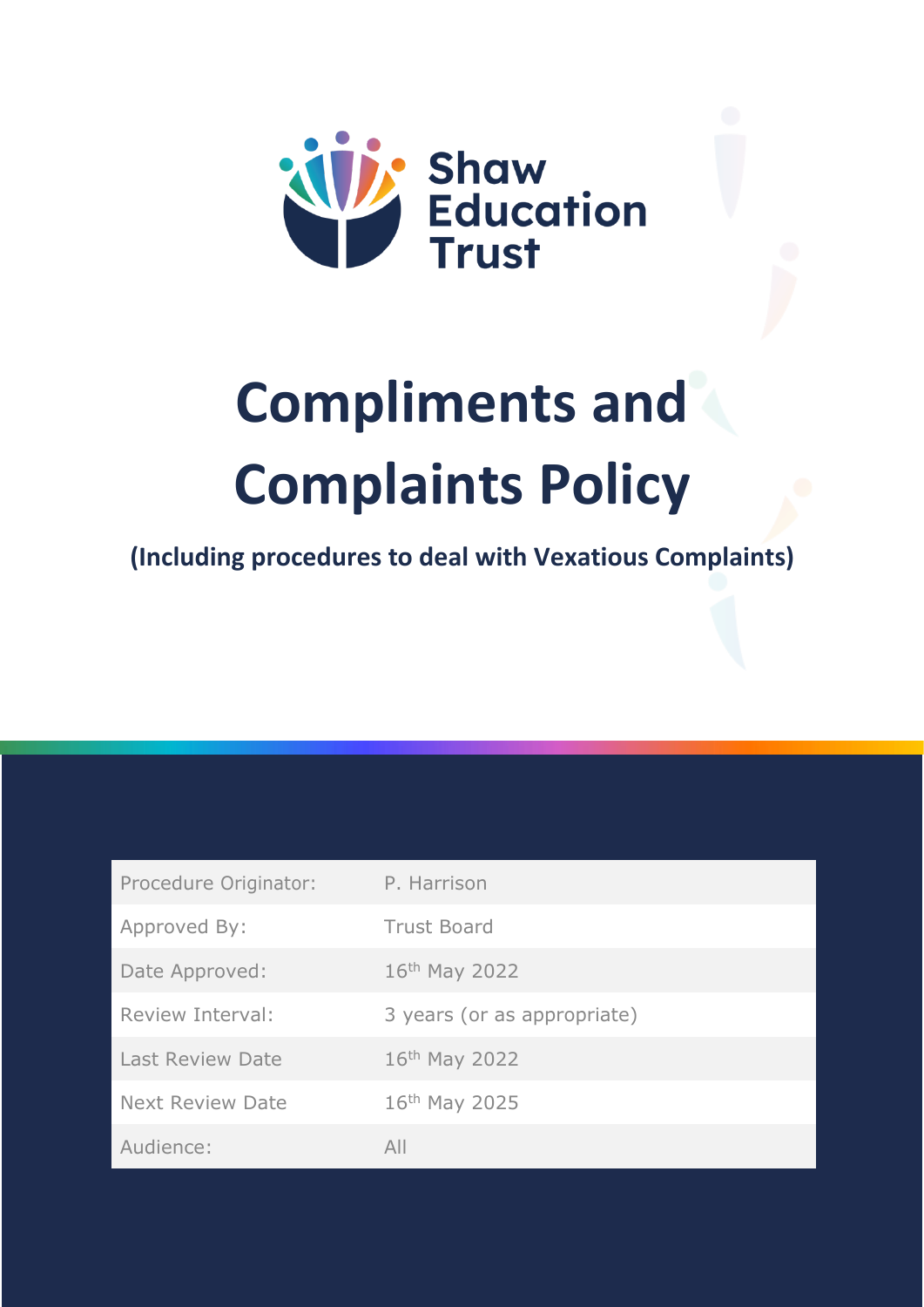Shaw Education Trust

# Compliments and Complaints Policy

**(Including procedures to deal with Vexatious Complaints)**

| Procedure Originator: | P. Harrison |
|---|---|
| Approved By: | Trust Board |
| Date Approved: | 16th May 2022 |
| Review Interval: | 3 years (or as appropriate) |
| Last Review Date | 16th May 2022 |
| Next Review Date | 16th May 2025 |
| Audience: | All |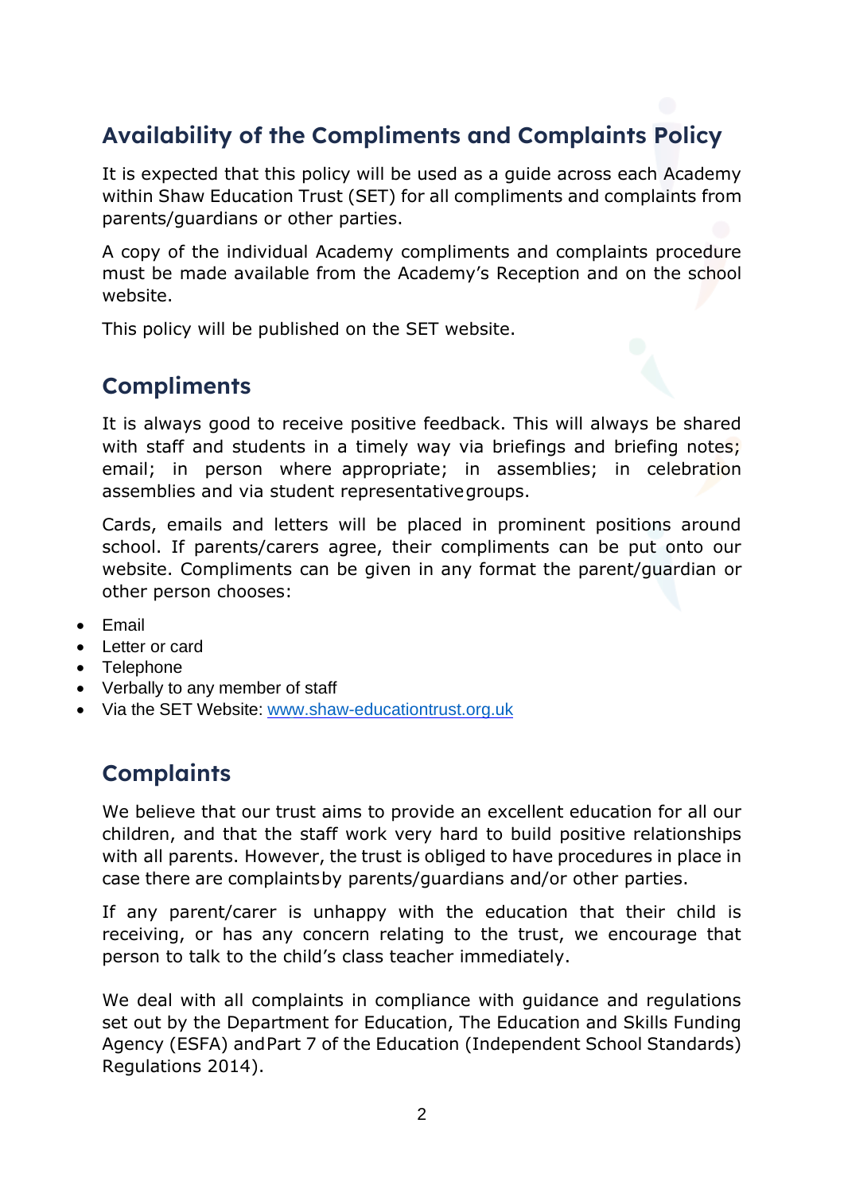## Availability of the Compliments and Complaints Policy

It is expected that this policy will be used as a guide across each Academy within Shaw Education Trust (SET) for all compliments and complaints from parents/guardians or other parties.

A copy of the individual Academy compliments and complaints procedure must be made available from the Academy's Reception and on the school website.

This policy will be published on the SET website.

## Compliments

It is always good to receive positive feedback. This will always be shared with staff and students in a timely way via briefings and briefing notes; email; in person where appropriate; in assemblies; in celebration assemblies and via student representative groups.

Cards, emails and letters will be placed in prominent positions around school. If parents/carers agree, their compliments can be put onto our website. Compliments can be given in any format the parent/guardian or other person chooses:

- Email
- Letter or card
- Telephone
- Verbally to any member of staff
- Via the SET Website: www.shaw-educationtrust.org.uk

## Complaints

We believe that our trust aims to provide an excellent education for all our children, and that the staff work very hard to build positive relationships with all parents. However, the trust is obliged to have procedures in place in case there are complaints by parents/guardians and/or other parties.

If any parent/carer is unhappy with the education that their child is receiving, or has any concern relating to the trust, we encourage that person to talk to the child's class teacher immediately.

We deal with all complaints in compliance with guidance and regulations set out by the Department for Education, The Education and Skills Funding Agency (ESFA) and Part 7 of the Education (Independent School Standards) Regulations 2014).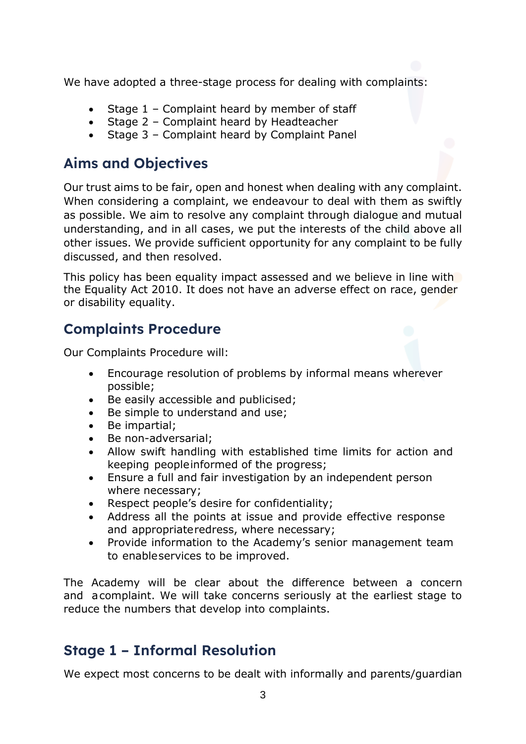We have adopted a three-stage process for dealing with complaints:

- Stage 1 – Complaint heard by member of staff
- Stage 2 – Complaint heard by Headteacher
- Stage 3 – Complaint heard by Complaint Panel

## Aims and Objectives

Our trust aims to be fair, open and honest when dealing with any complaint. When considering a complaint, we endeavour to deal with them as swiftly as possible. We aim to resolve any complaint through dialogue and mutual understanding, and in all cases, we put the interests of the child above all other issues. We provide sufficient opportunity for any complaint to be fully discussed, and then resolved.

This policy has been equality impact assessed and we believe in line with the Equality Act 2010. It does not have an adverse effect on race, gender or disability equality.

## Complaints Procedure

Our Complaints Procedure will:

- Encourage resolution of problems by informal means wherever possible;
- Be easily accessible and publicised;
- Be simple to understand and use;
- Be impartial;
- Be non-adversarial;
- Allow swift handling with established time limits for action and keeping people informed of the progress;
- Ensure a full and fair investigation by an independent person where necessary;
- Respect people's desire for confidentiality;
- Address all the points at issue and provide effective response and appropriate redress, where necessary;
- Provide information to the Academy's senior management team to enable services to be improved.

The Academy will be clear about the difference between a concern and a complaint. We will take concerns seriously at the earliest stage to reduce the numbers that develop into complaints.

## Stage 1 – Informal Resolution

We expect most concerns to be dealt with informally and parents/guardian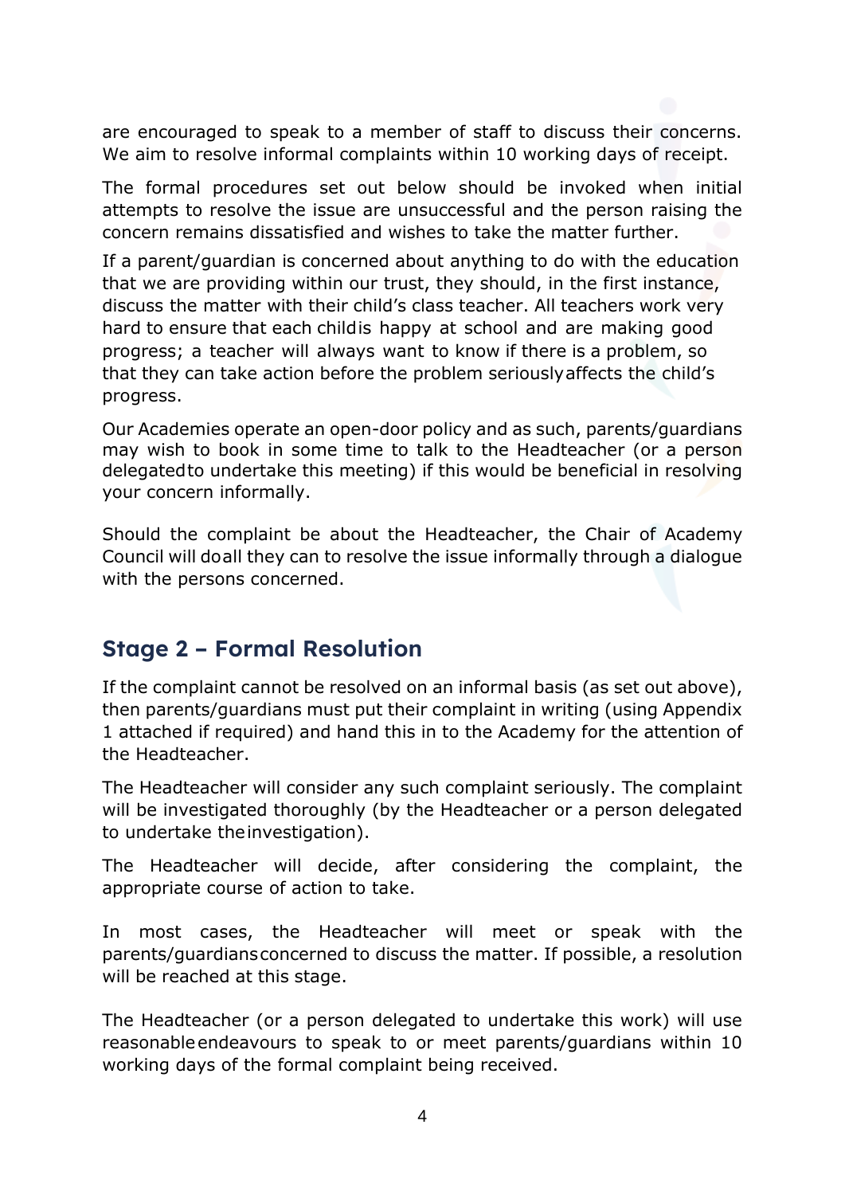are encouraged to speak to a member of staff to discuss their concerns. We aim to resolve informal complaints within 10 working days of receipt.

The formal procedures set out below should be invoked when initial attempts to resolve the issue are unsuccessful and the person raising the concern remains dissatisfied and wishes to take the matter further.

If a parent/guardian is concerned about anything to do with the education that we are providing within our trust, they should, in the first instance, discuss the matter with their child's class teacher. All teachers work very hard to ensure that each child is happy at school and are making good progress; a teacher will always want to know if there is a problem, so that they can take action before the problem seriously affects the child's progress.

Our Academies operate an open-door policy and as such, parents/guardians may wish to book in some time to talk to the Headteacher (or a person delegated to undertake this meeting) if this would be beneficial in resolving your concern informally.

Should the complaint be about the Headteacher, the Chair of Academy Council will do all they can to resolve the issue informally through a dialogue with the persons concerned.

## Stage 2 – Formal Resolution

If the complaint cannot be resolved on an informal basis (as set out above), then parents/guardians must put their complaint in writing (using Appendix 1 attached if required) and hand this in to the Academy for the attention of the Headteacher.

The Headteacher will consider any such complaint seriously. The complaint will be investigated thoroughly (by the Headteacher or a person delegated to undertake the investigation).

The Headteacher will decide, after considering the complaint, the appropriate course of action to take.

In most cases, the Headteacher will meet or speak with the parents/guardians concerned to discuss the matter. If possible, a resolution will be reached at this stage.

The Headteacher (or a person delegated to undertake this work) will use reasonable endeavours to speak to or meet parents/guardians within 10 working days of the formal complaint being received.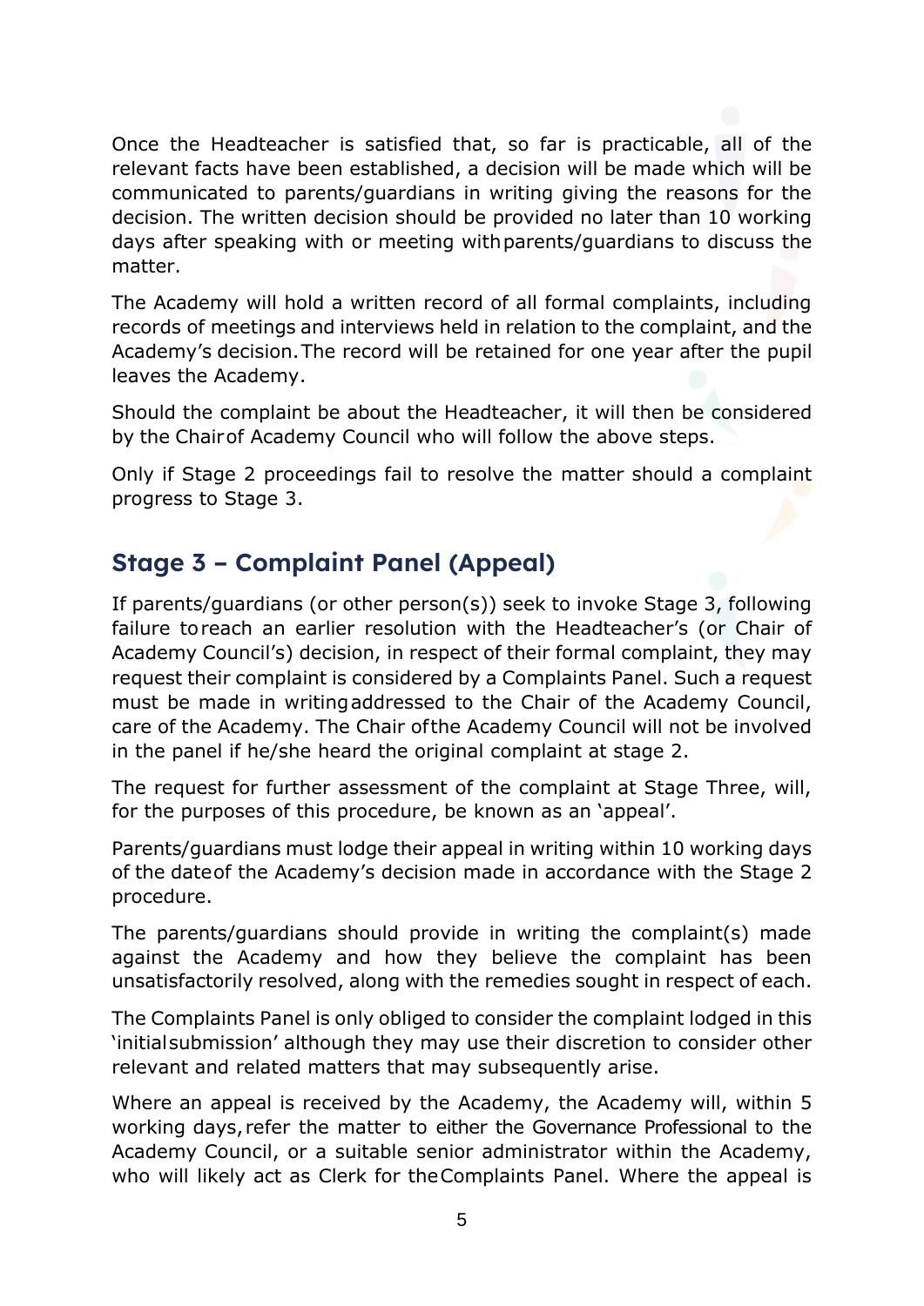Once the Headteacher is satisfied that, so far is practicable, all of the relevant facts have been established, a decision will be made which will be communicated to parents/guardians in writing giving the reasons for the decision. The written decision should be provided no later than 10 working days after speaking with or meeting with parents/guardians to discuss the matter.

The Academy will hold a written record of all formal complaints, including records of meetings and interviews held in relation to the complaint, and the Academy's decision. The record will be retained for one year after the pupil leaves the Academy.

Should the complaint be about the Headteacher, it will then be considered by the Chair of Academy Council who will follow the above steps.

Only if Stage 2 proceedings fail to resolve the matter should a complaint progress to Stage 3.

## Stage 3 – Complaint Panel (Appeal)

If parents/guardians (or other person(s)) seek to invoke Stage 3, following failure to reach an earlier resolution with the Headteacher's (or Chair of Academy Council's) decision, in respect of their formal complaint, they may request their complaint is considered by a Complaints Panel. Such a request must be made in writing addressed to the Chair of the Academy Council, care of the Academy. The Chair of the Academy Council will not be involved in the panel if he/she heard the original complaint at stage 2.

The request for further assessment of the complaint at Stage Three, will, for the purposes of this procedure, be known as an 'appeal'.

Parents/guardians must lodge their appeal in writing within 10 working days of the date of the Academy's decision made in accordance with the Stage 2 procedure.

The parents/guardians should provide in writing the complaint(s) made against the Academy and how they believe the complaint has been unsatisfactorily resolved, along with the remedies sought in respect of each.

The Complaints Panel is only obliged to consider the complaint lodged in this 'initial submission' although they may use their discretion to consider other relevant and related matters that may subsequently arise.

Where an appeal is received by the Academy, the Academy will, within 5 working days, refer the matter to either the Governance Professional to the Academy Council, or a suitable senior administrator within the Academy, who will likely act as Clerk for the Complaints Panel. Where the appeal is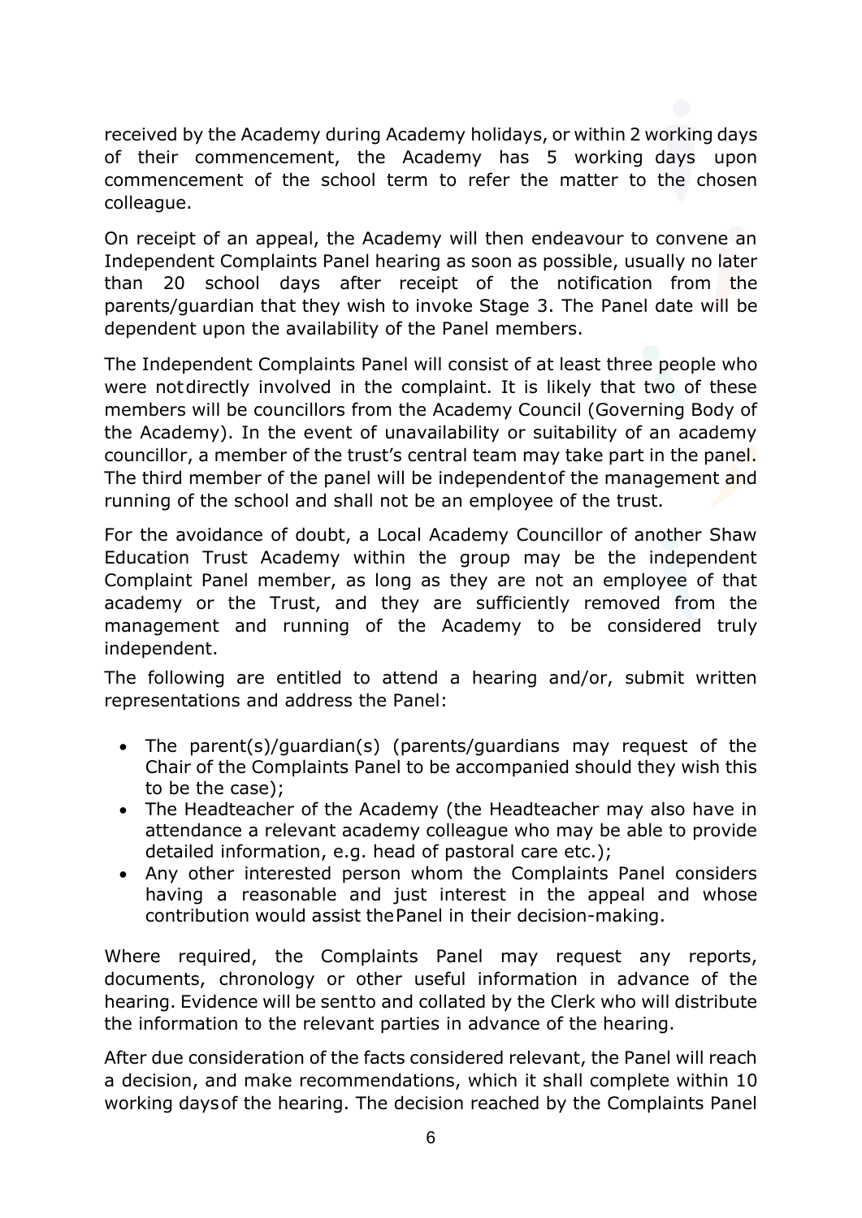received by the Academy during Academy holidays, or within 2 working days of their commencement, the Academy has 5 working days upon commencement of the school term to refer the matter to the chosen colleague.

On receipt of an appeal, the Academy will then endeavour to convene an Independent Complaints Panel hearing as soon as possible, usually no later than 20 school days after receipt of the notification from the parents/guardian that they wish to invoke Stage 3. The Panel date will be dependent upon the availability of the Panel members.

The Independent Complaints Panel will consist of at least three people who were not directly involved in the complaint. It is likely that two of these members will be councillors from the Academy Council (Governing Body of the Academy). In the event of unavailability or suitability of an academy councillor, a member of the trust's central team may take part in the panel. The third member of the panel will be independent of the management and running of the school and shall not be an employee of the trust.

For the avoidance of doubt, a Local Academy Councillor of another Shaw Education Trust Academy within the group may be the independent Complaint Panel member, as long as they are not an employee of that academy or the Trust, and they are sufficiently removed from the management and running of the Academy to be considered truly independent.

The following are entitled to attend a hearing and/or, submit written representations and address the Panel:

- The parent(s)/guardian(s) (parents/guardians may request of the Chair of the Complaints Panel to be accompanied should they wish this to be the case);
- The Headteacher of the Academy (the Headteacher may also have in attendance a relevant academy colleague who may be able to provide detailed information, e.g. head of pastoral care etc.);
- Any other interested person whom the Complaints Panel considers having a reasonable and just interest in the appeal and whose contribution would assist the Panel in their decision-making.

Where required, the Complaints Panel may request any reports, documents, chronology or other useful information in advance of the hearing. Evidence will be sent to and collated by the Clerk who will distribute the information to the relevant parties in advance of the hearing.

After due consideration of the facts considered relevant, the Panel will reach a decision, and make recommendations, which it shall complete within 10 working days of the hearing. The decision reached by the Complaints Panel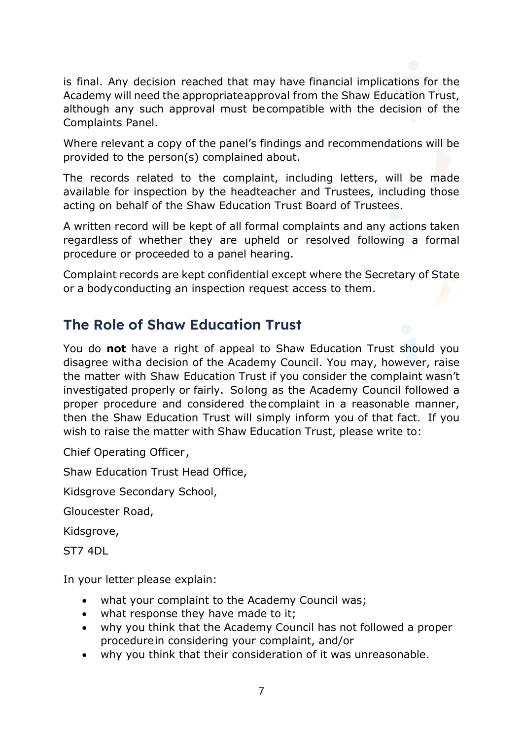is final. Any decision reached that may have financial implications for the Academy will need the appropriate approval from the Shaw Education Trust, although any such approval must be compatible with the decision of the Complaints Panel.

Where relevant a copy of the panel's findings and recommendations will be provided to the person(s) complained about.

The records related to the complaint, including letters, will be made available for inspection by the headteacher and Trustees, including those acting on behalf of the Shaw Education Trust Board of Trustees.

A written record will be kept of all formal complaints and any actions taken regardless of whether they are upheld or resolved following a formal procedure or proceeded to a panel hearing.

Complaint records are kept confidential except where the Secretary of State or a body conducting an inspection request access to them.

## The Role of Shaw Education Trust

You do **not** have a right of appeal to Shaw Education Trust should you disagree with a decision of the Academy Council. You may, however, raise the matter with Shaw Education Trust if you consider the complaint wasn't investigated properly or fairly. So long as the Academy Council followed a proper procedure and considered the complaint in a reasonable manner, then the Shaw Education Trust will simply inform you of that fact. If you wish to raise the matter with Shaw Education Trust, please write to:

Chief Operating Officer,

Shaw Education Trust Head Office,

Kidsgrove Secondary School,

Gloucester Road,

Kidsgrove,

ST7 4DL

In your letter please explain:

- what your complaint to the Academy Council was;
- what response they have made to it;
- why you think that the Academy Council has not followed a proper procedure in considering your complaint, and/or
- why you think that their consideration of it was unreasonable.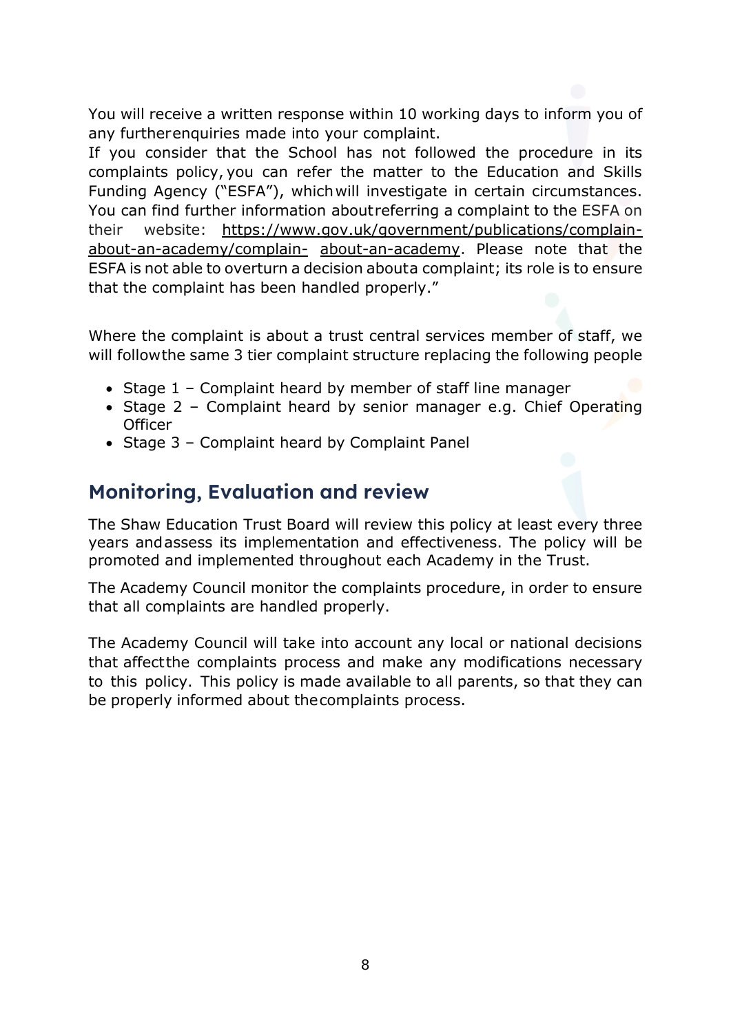You will receive a written response within 10 working days to inform you of any further enquiries made into your complaint.
If you consider that the School has not followed the procedure in its complaints policy, you can refer the matter to the Education and Skills Funding Agency ("ESFA"), which will investigate in certain circumstances. You can find further information about referring a complaint to the ESFA on their website: https://www.gov.uk/government/publications/complain-about-an-academy/complain-about-an-academy. Please note that the ESFA is not able to overturn a decision about a complaint; its role is to ensure that the complaint has been handled properly."

Where the complaint is about a trust central services member of staff, we will follow the same 3 tier complaint structure replacing the following people

- Stage 1 – Complaint heard by member of staff line manager
- Stage 2 – Complaint heard by senior manager e.g. Chief Operating Officer
- Stage 3 – Complaint heard by Complaint Panel

## Monitoring, Evaluation and review

The Shaw Education Trust Board will review this policy at least every three years and assess its implementation and effectiveness. The policy will be promoted and implemented throughout each Academy in the Trust.

The Academy Council monitor the complaints procedure, in order to ensure that all complaints are handled properly.

The Academy Council will take into account any local or national decisions that affect the complaints process and make any modifications necessary to this policy. This policy is made available to all parents, so that they can be properly informed about the complaints process.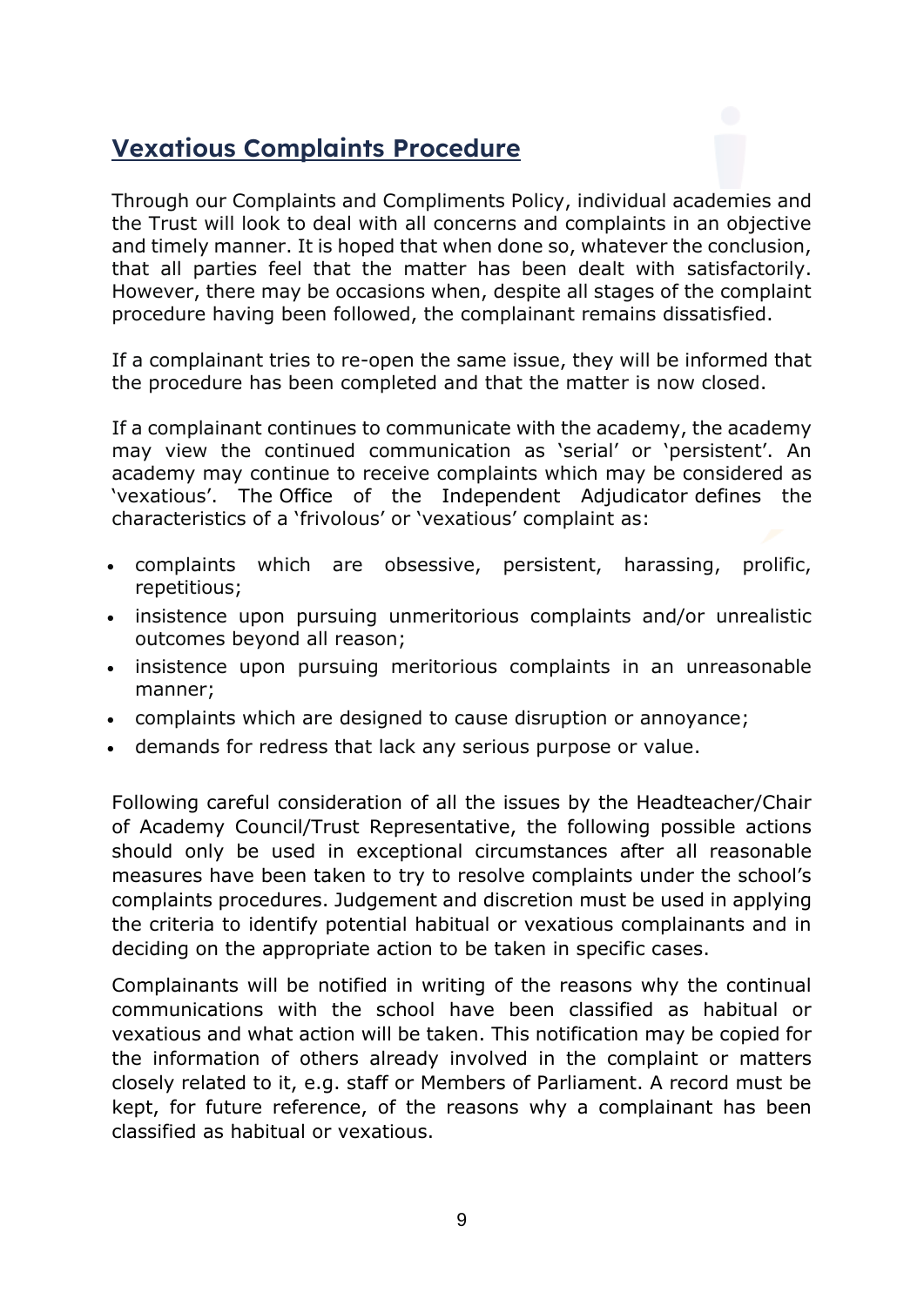## Vexatious Complaints Procedure

Through our Complaints and Compliments Policy, individual academies and the Trust will look to deal with all concerns and complaints in an objective and timely manner. It is hoped that when done so, whatever the conclusion, that all parties feel that the matter has been dealt with satisfactorily. However, there may be occasions when, despite all stages of the complaint procedure having been followed, the complainant remains dissatisfied.

If a complainant tries to re-open the same issue, they will be informed that the procedure has been completed and that the matter is now closed.

If a complainant continues to communicate with the academy, the academy may view the continued communication as 'serial' or 'persistent'. An academy may continue to receive complaints which may be considered as 'vexatious'. The Office of the Independent Adjudicator defines the characteristics of a 'frivolous' or 'vexatious' complaint as:

- complaints which are obsessive, persistent, harassing, prolific, repetitious;
- insistence upon pursuing unmeritorious complaints and/or unrealistic outcomes beyond all reason;
- insistence upon pursuing meritorious complaints in an unreasonable manner;
- complaints which are designed to cause disruption or annoyance;
- demands for redress that lack any serious purpose or value.

Following careful consideration of all the issues by the Headteacher/Chair of Academy Council/Trust Representative, the following possible actions should only be used in exceptional circumstances after all reasonable measures have been taken to try to resolve complaints under the school's complaints procedures. Judgement and discretion must be used in applying the criteria to identify potential habitual or vexatious complainants and in deciding on the appropriate action to be taken in specific cases.

Complainants will be notified in writing of the reasons why the continual communications with the school have been classified as habitual or vexatious and what action will be taken. This notification may be copied for the information of others already involved in the complaint or matters closely related to it, e.g. staff or Members of Parliament. A record must be kept, for future reference, of the reasons why a complainant has been classified as habitual or vexatious.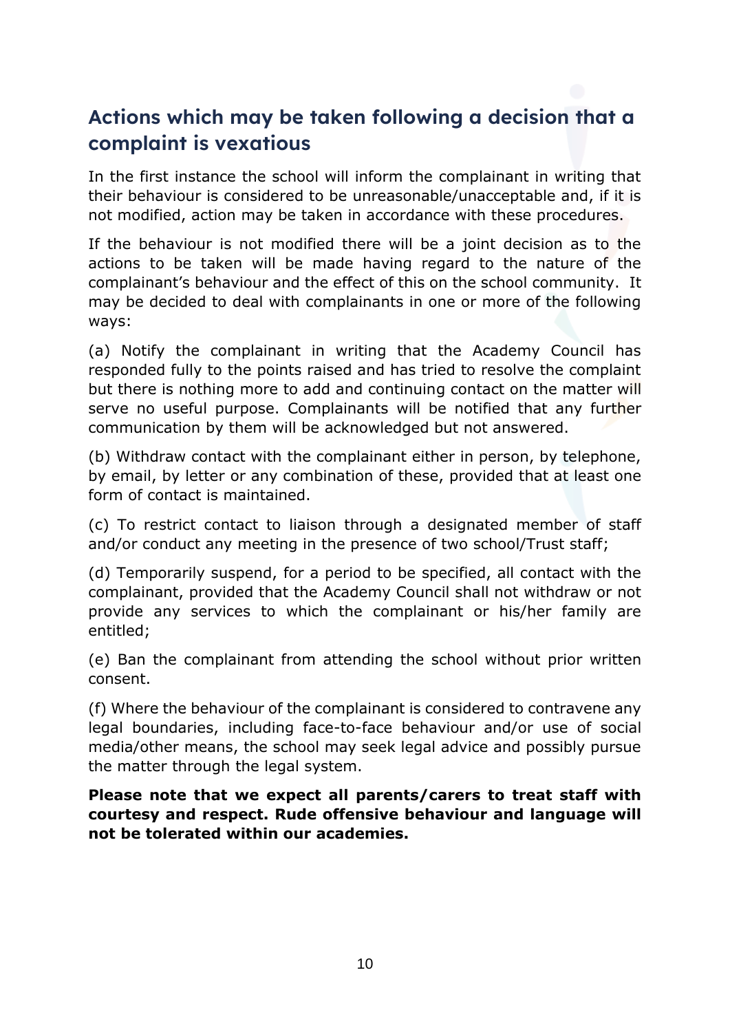## Actions which may be taken following a decision that a complaint is vexatious

In the first instance the school will inform the complainant in writing that their behaviour is considered to be unreasonable/unacceptable and, if it is not modified, action may be taken in accordance with these procedures.

If the behaviour is not modified there will be a joint decision as to the actions to be taken will be made having regard to the nature of the complainant's behaviour and the effect of this on the school community. It may be decided to deal with complainants in one or more of the following ways:

(a) Notify the complainant in writing that the Academy Council has responded fully to the points raised and has tried to resolve the complaint but there is nothing more to add and continuing contact on the matter will serve no useful purpose. Complainants will be notified that any further communication by them will be acknowledged but not answered.

(b) Withdraw contact with the complainant either in person, by telephone, by email, by letter or any combination of these, provided that at least one form of contact is maintained.

(c) To restrict contact to liaison through a designated member of staff and/or conduct any meeting in the presence of two school/Trust staff;

(d) Temporarily suspend, for a period to be specified, all contact with the complainant, provided that the Academy Council shall not withdraw or not provide any services to which the complainant or his/her family are entitled;

(e) Ban the complainant from attending the school without prior written consent.

(f) Where the behaviour of the complainant is considered to contravene any legal boundaries, including face-to-face behaviour and/or use of social media/other means, the school may seek legal advice and possibly pursue the matter through the legal system.

**Please note that we expect all parents/carers to treat staff with courtesy and respect. Rude offensive behaviour and language will not be tolerated within our academies.**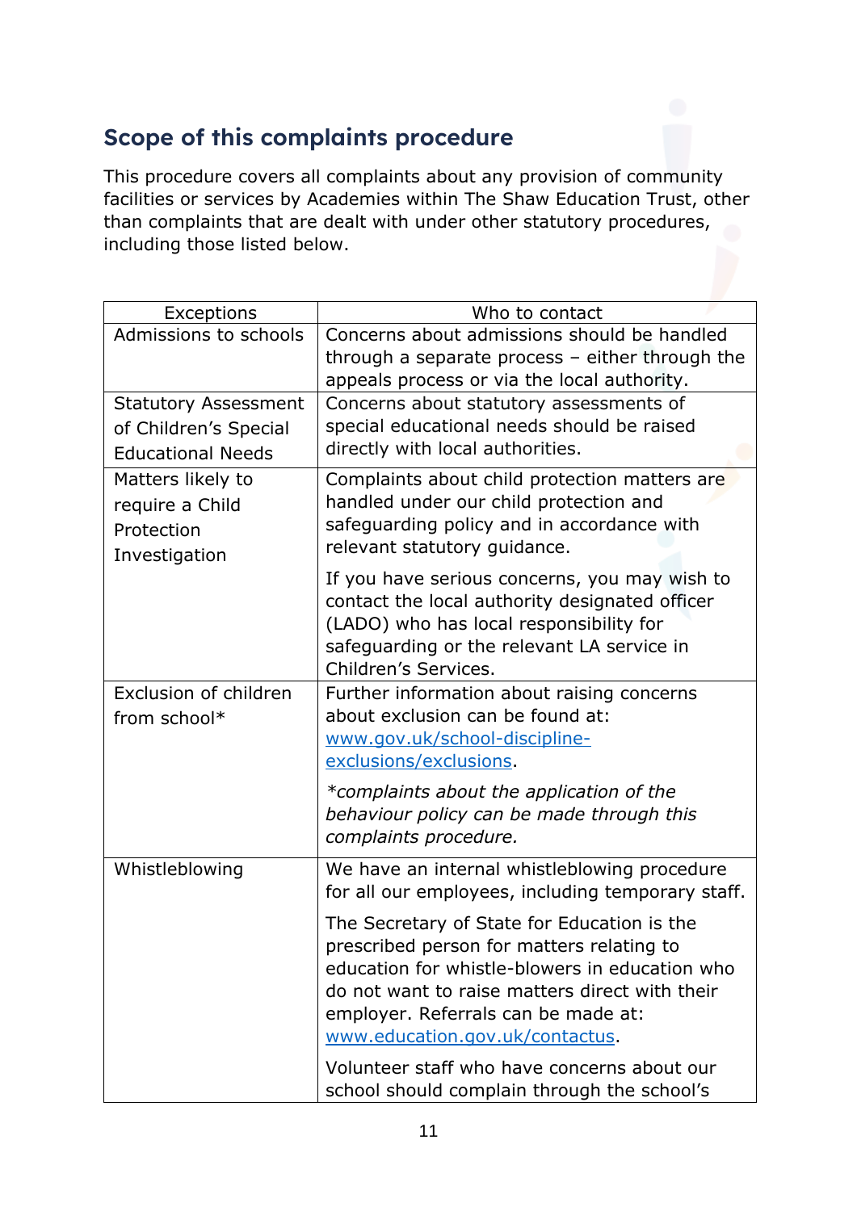## Scope of this complaints procedure

This procedure covers all complaints about any provision of community facilities or services by Academies within The Shaw Education Trust, other than complaints that are dealt with under other statutory procedures, including those listed below.

| Exceptions | Who to contact |
| --- | --- |
| Admissions to schools | Concerns about admissions should be handled through a separate process – either through the appeals process or via the local authority. |
| Statutory Assessment of Children's Special Educational Needs | Concerns about statutory assessments of special educational needs should be raised directly with local authorities. |
| Matters likely to require a Child Protection Investigation | Complaints about child protection matters are handled under our child protection and safeguarding policy and in accordance with relevant statutory guidance.<br><br>If you have serious concerns, you may wish to contact the local authority designated officer (LADO) who has local responsibility for safeguarding or the relevant LA service in Children's Services. |
| Exclusion of children from school* | Further information about raising concerns about exclusion can be found at: [www.gov.uk/school-discipline-exclusions/exclusions](www.gov.uk/school-discipline-exclusions/exclusions).<br><br>*\*complaints about the application of the behaviour policy can be made through this complaints procedure.* |
| Whistleblowing | We have an internal whistleblowing procedure for all our employees, including temporary staff.<br><br>The Secretary of State for Education is the prescribed person for matters relating to education for whistle-blowers in education who do not want to raise matters direct with their employer. Referrals can be made at: [www.education.gov.uk/contactus](www.education.gov.uk/contactus).<br><br>Volunteer staff who have concerns about our school should complain through the school's |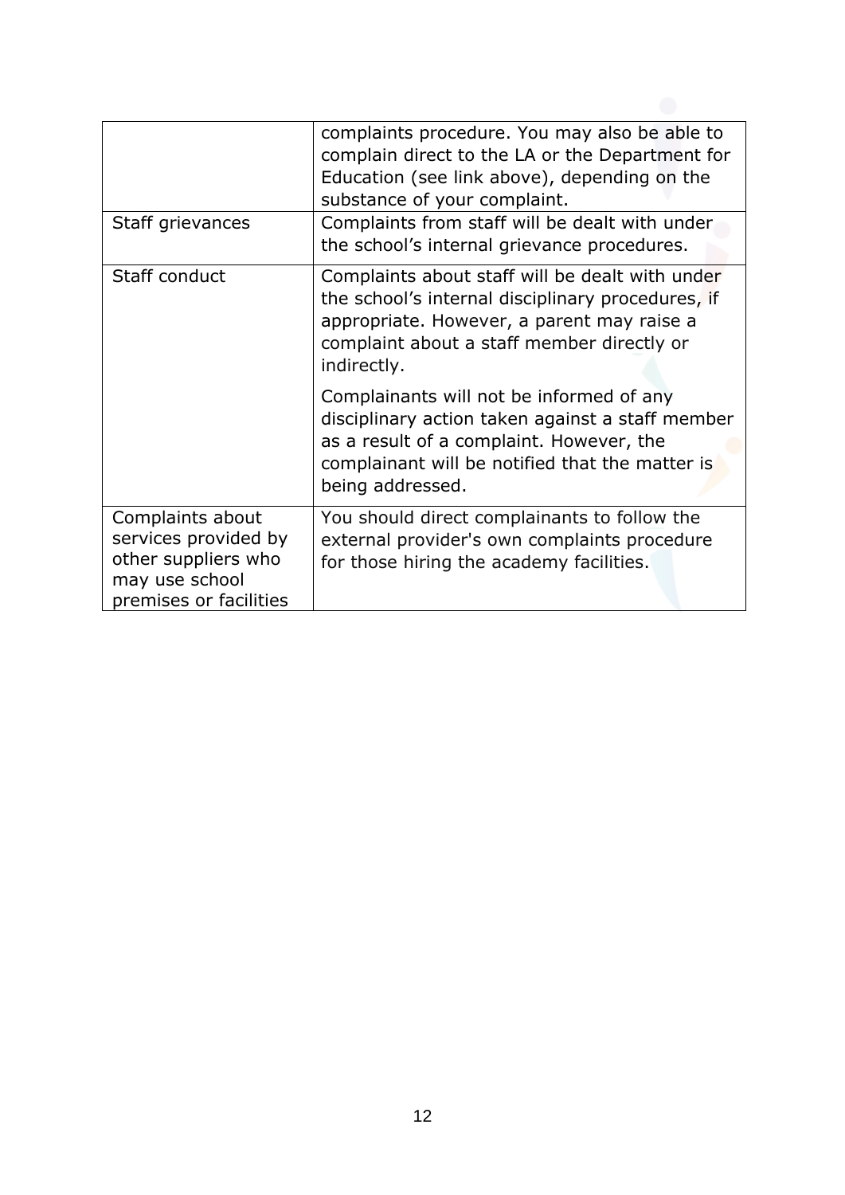| | |
|---|---|
| | complaints procedure. You may also be able to complain direct to the LA or the Department for Education (see link above), depending on the substance of your complaint. |
| Staff grievances | Complaints from staff will be dealt with under the school's internal grievance procedures. |
| Staff conduct | Complaints about staff will be dealt with under the school's internal disciplinary procedures, if appropriate. However, a parent may raise a complaint about a staff member directly or indirectly.<br><br>Complainants will not be informed of any disciplinary action taken against a staff member as a result of a complaint. However, the complainant will be notified that the matter is being addressed. |
| Complaints about services provided by other suppliers who may use school premises or facilities | You should direct complainants to follow the external provider's own complaints procedure for those hiring the academy facilities. |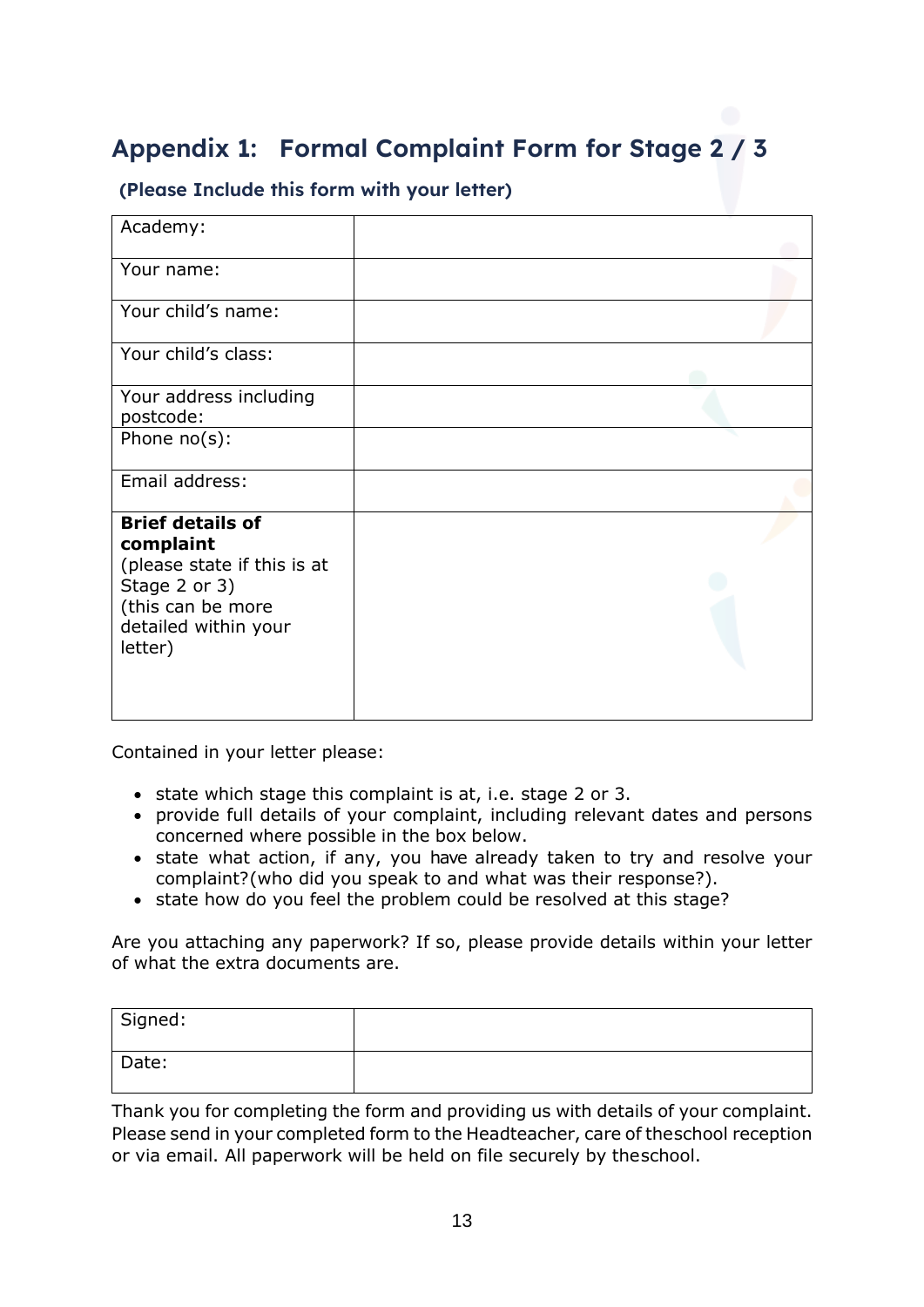## Appendix 1: Formal Complaint Form for Stage 2 / 3

**(Please Include this form with your letter)**

| | |
|---|---|
| Academy: | |
| Your name: | |
| Your child's name: | |
| Your child's class: | |
| Your address including postcode: | |
| Phone no(s): | |
| Email address: | |
| **Brief details of complaint** (please state if this is at Stage 2 or 3) (this can be more detailed within your letter) | |

Contained in your letter please:

- state which stage this complaint is at, i.e. stage 2 or 3.
- provide full details of your complaint, including relevant dates and persons concerned where possible in the box below.
- state what action, if any, you have already taken to try and resolve your complaint?(who did you speak to and what was their response?).
- state how do you feel the problem could be resolved at this stage?

Are you attaching any paperwork? If so, please provide details within your letter of what the extra documents are.

| | |
|---|---|
| Signed: | |
| Date: | |

Thank you for completing the form and providing us with details of your complaint. Please send in your completed form to the Headteacher, care of theschool reception or via email. All paperwork will be held on file securely by theschool.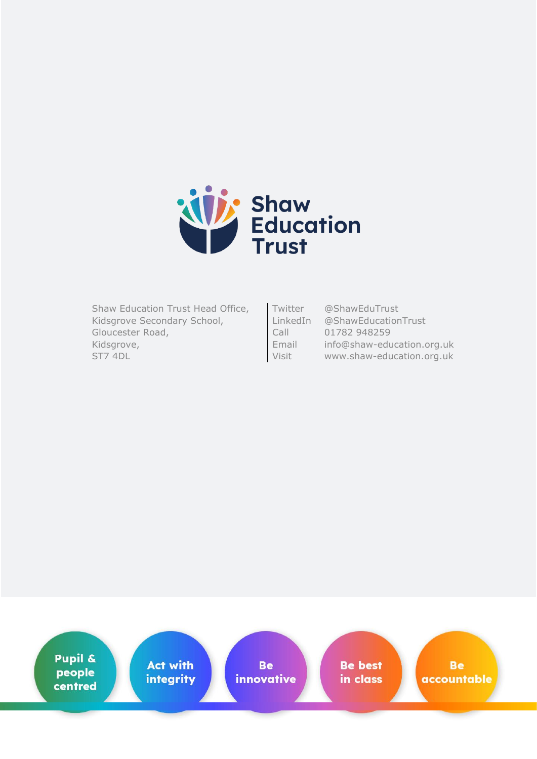Shaw Education Trust

Shaw Education Trust Head Office,
Kidsgrove Secondary School,
Gloucester Road,
Kidsgrove,
ST7 4DL

| | |
|---|---|
| Twitter | @ShawEduTrust |
| LinkedIn | @ShawEducationTrust |
| Call | 01782 948259 |
| Email | info@shaw-education.org.uk |
| Visit | www.shaw-education.org.uk |

Pupil & people centred

Act with integrity

Be innovative

Be best in class

Be accountable